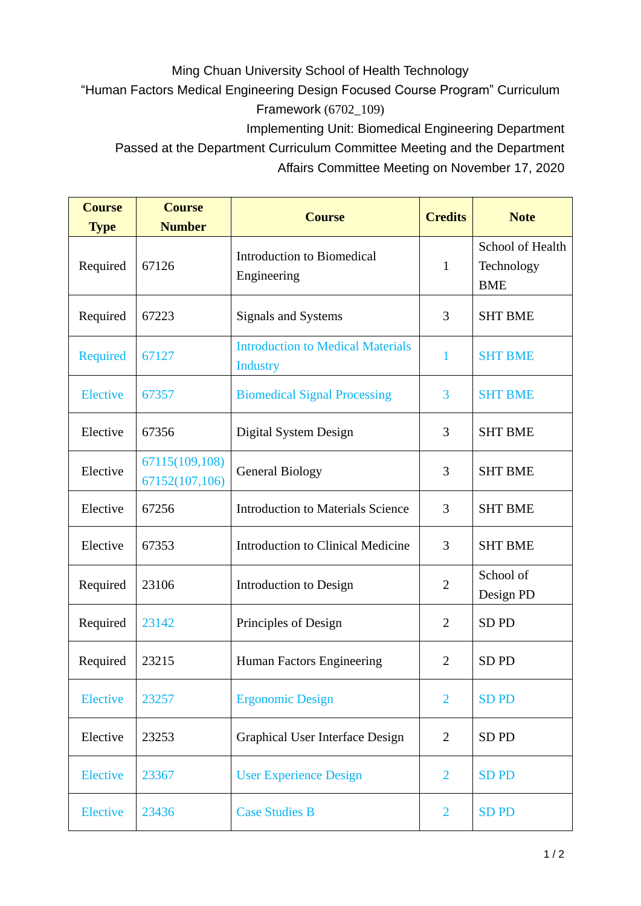Ming Chuan University School of Health Technology

"Human Factors Medical Engineering Design Focused Course Program" Curriculum Framework (6702_109)

Implementing Unit: Biomedical Engineering Department

Passed at the Department Curriculum Committee Meeting and the Department Affairs Committee Meeting on November 17, 2020

| Course Type | Course Number | Course | Credits | Note |
|---|---|---|---|---|
| Required | 67126 | Introduction to Biomedical Engineering | 1 | School of Health Technology BME |
| Required | 67223 | Signals and Systems | 3 | SHT BME |
| Required | 67127 | Introduction to Medical Materials Industry | 1 | SHT BME |
| Elective | 67357 | Biomedical Signal Processing | 3 | SHT BME |
| Elective | 67356 | Digital System Design | 3 | SHT BME |
| Elective | 67115(109,108) 67152(107,106) | General Biology | 3 | SHT BME |
| Elective | 67256 | Introduction to Materials Science | 3 | SHT BME |
| Elective | 67353 | Introduction to Clinical Medicine | 3 | SHT BME |
| Required | 23106 | Introduction to Design | 2 | School of Design PD |
| Required | 23142 | Principles of Design | 2 | SD PD |
| Required | 23215 | Human Factors Engineering | 2 | SD PD |
| Elective | 23257 | Ergonomic Design | 2 | SD PD |
| Elective | 23253 | Graphical User Interface Design | 2 | SD PD |
| Elective | 23367 | User Experience Design | 2 | SD PD |
| Elective | 23436 | Case Studies B | 2 | SD PD |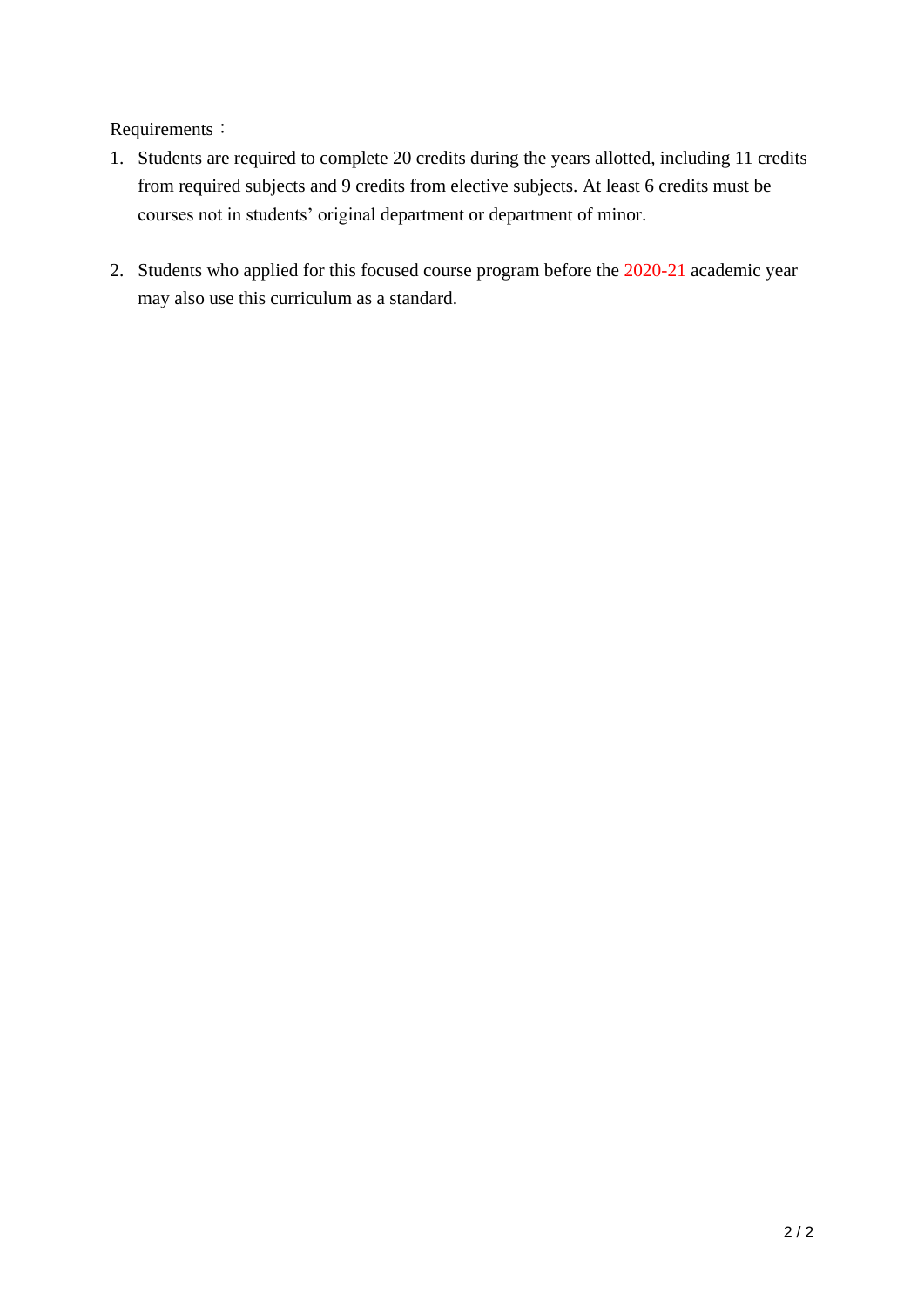Requirements：

1. Students are required to complete 20 credits during the years allotted, including 11 credits from required subjects and 9 credits from elective subjects. At least 6 credits must be courses not in students' original department or department of minor.

2. Students who applied for this focused course program before the 2020-21 academic year may also use this curriculum as a standard.